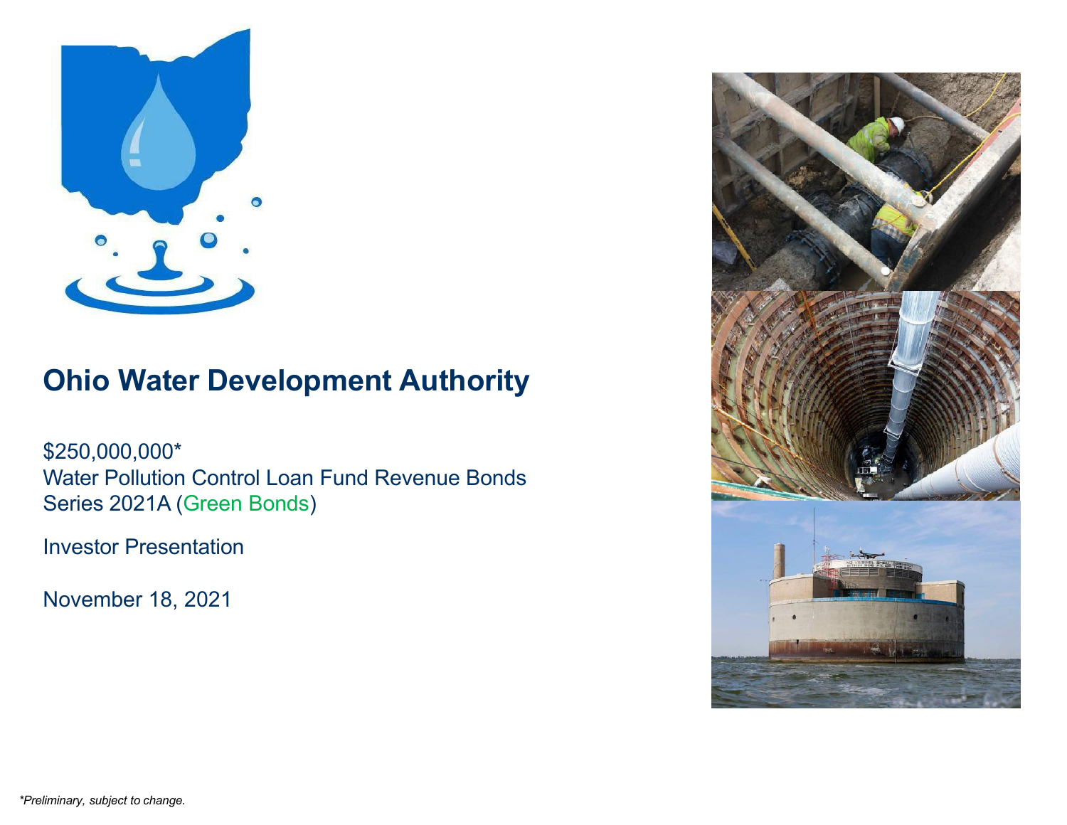# Ohio Water Development Authority

$250,000,000*
Water Pollution Control Loan Fund Revenue Bonds
Series 2021A (Green Bonds)

Investor Presentation

November 18, 2021

*\*Preliminary, subject to change.*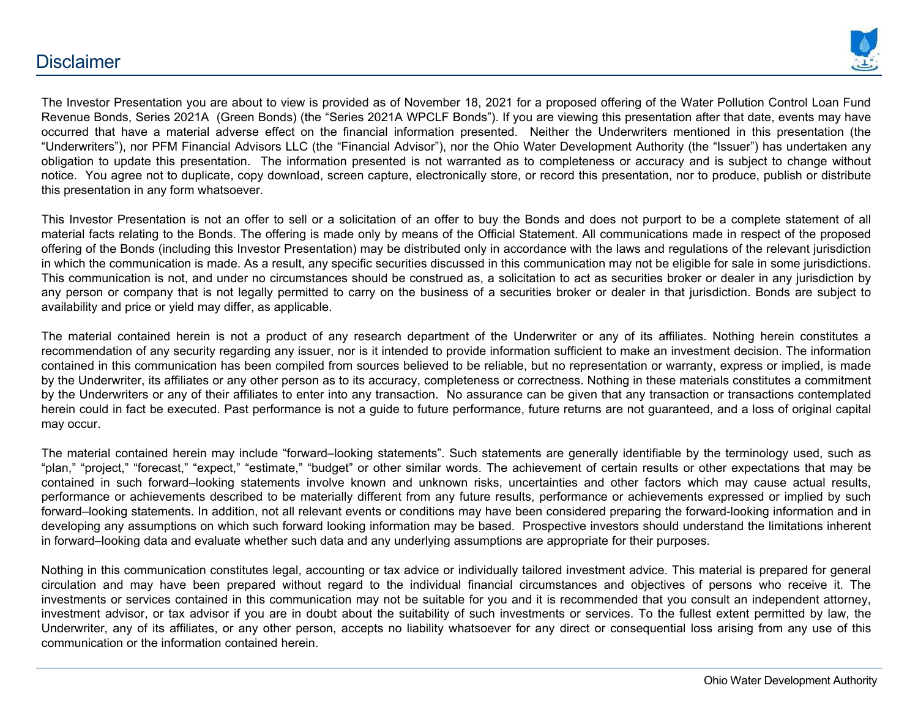# Disclaimer

The Investor Presentation you are about to view is provided as of November 18, 2021 for a proposed offering of the Water Pollution Control Loan Fund Revenue Bonds, Series 2021A (Green Bonds) (the “Series 2021A WPCLF Bonds”). If you are viewing this presentation after that date, events may have occurred that have a material adverse effect on the financial information presented. Neither the Underwriters mentioned in this presentation (the “Underwriters”), nor PFM Financial Advisors LLC (the “Financial Advisor”), nor the Ohio Water Development Authority (the “Issuer”) has undertaken any obligation to update this presentation. The information presented is not warranted as to completeness or accuracy and is subject to change without notice. You agree not to duplicate, copy download, screen capture, electronically store, or record this presentation, nor to produce, publish or distribute this presentation in any form whatsoever.

This Investor Presentation is not an offer to sell or a solicitation of an offer to buy the Bonds and does not purport to be a complete statement of all material facts relating to the Bonds. The offering is made only by means of the Official Statement. All communications made in respect of the proposed offering of the Bonds (including this Investor Presentation) may be distributed only in accordance with the laws and regulations of the relevant jurisdiction in which the communication is made. As a result, any specific securities discussed in this communication may not be eligible for sale in some jurisdictions. This communication is not, and under no circumstances should be construed as, a solicitation to act as securities broker or dealer in any jurisdiction by any person or company that is not legally permitted to carry on the business of a securities broker or dealer in that jurisdiction. Bonds are subject to availability and price or yield may differ, as applicable.

The material contained herein is not a product of any research department of the Underwriter or any of its affiliates. Nothing herein constitutes a recommendation of any security regarding any issuer, nor is it intended to provide information sufficient to make an investment decision. The information contained in this communication has been compiled from sources believed to be reliable, but no representation or warranty, express or implied, is made by the Underwriter, its affiliates or any other person as to its accuracy, completeness or correctness. Nothing in these materials constitutes a commitment by the Underwriters or any of their affiliates to enter into any transaction. No assurance can be given that any transaction or transactions contemplated herein could in fact be executed. Past performance is not a guide to future performance, future returns are not guaranteed, and a loss of original capital may occur.

The material contained herein may include “forward–looking statements”. Such statements are generally identifiable by the terminology used, such as “plan,” “project,” “forecast,” “expect,” “estimate,” “budget” or other similar words. The achievement of certain results or other expectations that may be contained in such forward–looking statements involve known and unknown risks, uncertainties and other factors which may cause actual results, performance or achievements described to be materially different from any future results, performance or achievements expressed or implied by such forward–looking statements. In addition, not all relevant events or conditions may have been considered preparing the forward-looking information and in developing any assumptions on which such forward looking information may be based. Prospective investors should understand the limitations inherent in forward–looking data and evaluate whether such data and any underlying assumptions are appropriate for their purposes.

Nothing in this communication constitutes legal, accounting or tax advice or individually tailored investment advice. This material is prepared for general circulation and may have been prepared without regard to the individual financial circumstances and objectives of persons who receive it. The investments or services contained in this communication may not be suitable for you and it is recommended that you consult an independent attorney, investment advisor, or tax advisor if you are in doubt about the suitability of such investments or services. To the fullest extent permitted by law, the Underwriter, any of its affiliates, or any other person, accepts no liability whatsoever for any direct or consequential loss arising from any use of this communication or the information contained herein.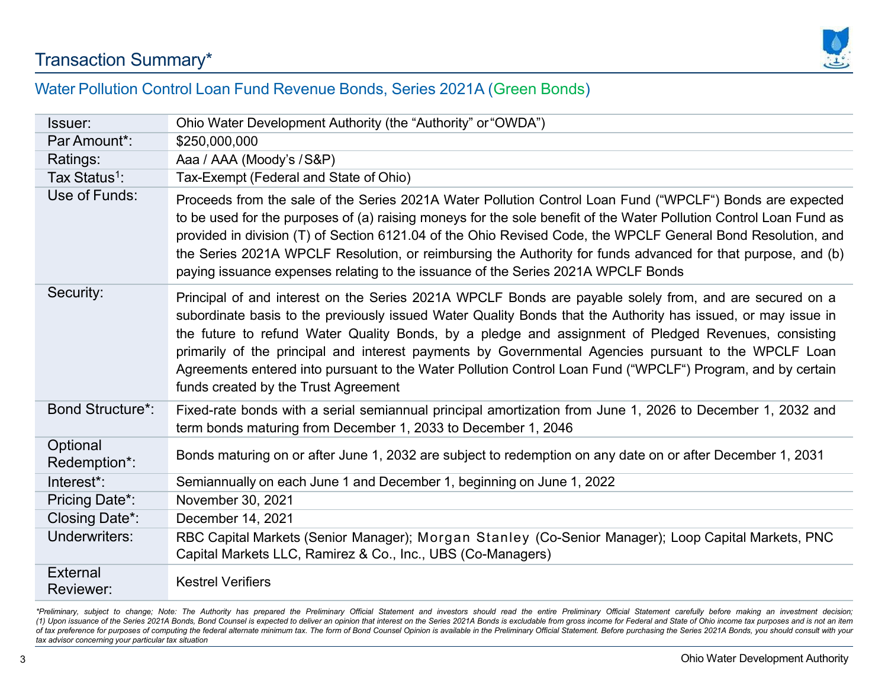# Transaction Summary*

## Water Pollution Control Loan Fund Revenue Bonds, Series 2021A (Green Bonds)

| | |
|---|---|
| Issuer: | Ohio Water Development Authority (the "Authority" or "OWDA") |
| Par Amount*: | $250,000,000 |
| Ratings: | Aaa / AAA (Moody's / S&P) |
| Tax Status[1]: | Tax-Exempt (Federal and State of Ohio) |
| Use of Funds: | Proceeds from the sale of the Series 2021A Water Pollution Control Loan Fund ("WPCLF") Bonds are expected to be used for the purposes of (a) raising moneys for the sole benefit of the Water Pollution Control Loan Fund as provided in division (T) of Section 6121.04 of the Ohio Revised Code, the WPCLF General Bond Resolution, and the Series 2021A WPCLF Resolution, or reimbursing the Authority for funds advanced for that purpose, and (b) paying issuance expenses relating to the issuance of the Series 2021A WPCLF Bonds |
| Security: | Principal of and interest on the Series 2021A WPCLF Bonds are payable solely from, and are secured on a subordinate basis to the previously issued Water Quality Bonds that the Authority has issued, or may issue in the future to refund Water Quality Bonds, by a pledge and assignment of Pledged Revenues, consisting primarily of the principal and interest payments by Governmental Agencies pursuant to the WPCLF Loan Agreements entered into pursuant to the Water Pollution Control Loan Fund ("WPCLF") Program, and by certain funds created by the Trust Agreement |
| Bond Structure*: | Fixed-rate bonds with a serial semiannual principal amortization from June 1, 2026 to December 1, 2032 and term bonds maturing from December 1, 2033 to December 1, 2046 |
| Optional Redemption*: | Bonds maturing on or after June 1, 2032 are subject to redemption on any date on or after December 1, 2031 |
| Interest*: | Semiannually on each June 1 and December 1, beginning on June 1, 2022 |
| Pricing Date*: | November 30, 2021 |
| Closing Date*: | December 14, 2021 |
| Underwriters: | RBC Capital Markets (Senior Manager); Morgan Stanley (Co-Senior Manager); Loop Capital Markets, PNC Capital Markets LLC, Ramirez & Co., Inc., UBS (Co-Managers) |
| External Reviewer: | Kestrel Verifiers |

*\*Preliminary, subject to change; Note: The Authority has prepared the Preliminary Official Statement and investors should read the entire Preliminary Official Statement carefully before making an investment decision; (1) Upon issuance of the Series 2021A Bonds, Bond Counsel is expected to deliver an opinion that interest on the Series 2021A Bonds is excludable from gross income for Federal and State of Ohio income tax purposes and is not an item of tax preference for purposes of computing the federal alternate minimum tax. The form of Bond Counsel Opinion is available in the Preliminary Official Statement. Before purchasing the Series 2021A Bonds, you should consult with your tax advisor concerning your particular tax situation*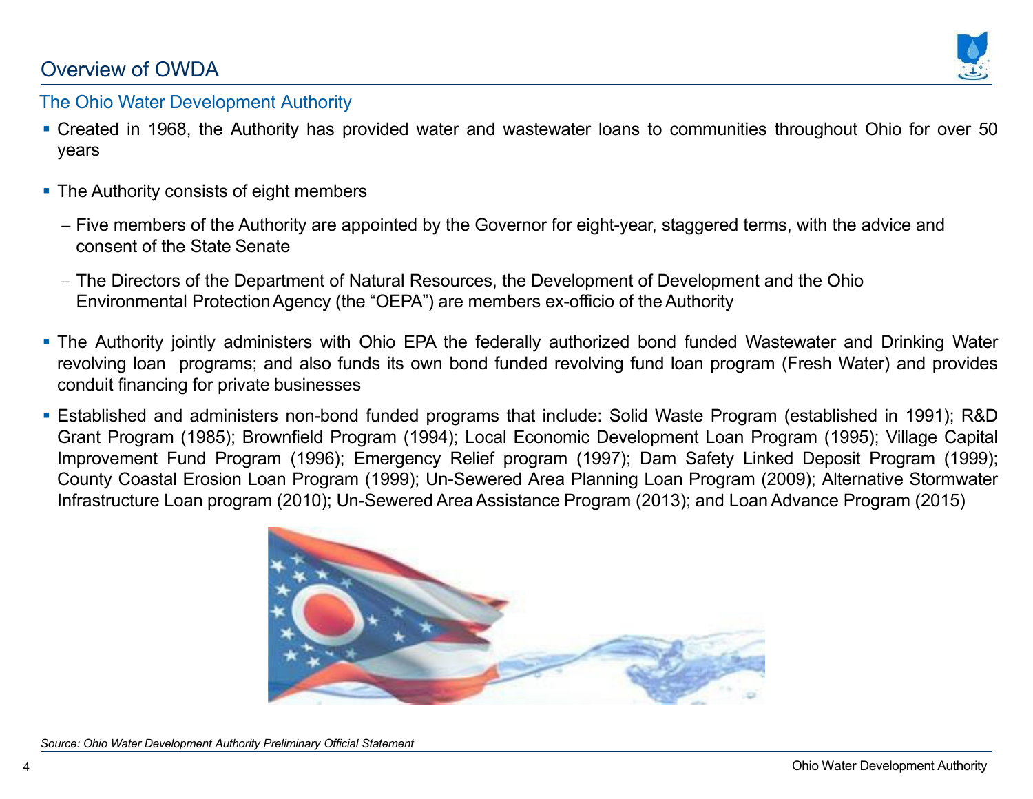# Overview of OWDA

## The Ohio Water Development Authority

- Created in 1968, the Authority has provided water and wastewater loans to communities throughout Ohio for over 50 years
- The Authority consists of eight members
  - Five members of the Authority are appointed by the Governor for eight-year, staggered terms, with the advice and consent of the State Senate
  - The Directors of the Department of Natural Resources, the Development of Development and the Ohio Environmental Protection Agency (the "OEPA") are members ex-officio of the Authority
- The Authority jointly administers with Ohio EPA the federally authorized bond funded Wastewater and Drinking Water revolving loan programs; and also funds its own bond funded revolving fund loan program (Fresh Water) and provides conduit financing for private businesses
- Established and administers non-bond funded programs that include: Solid Waste Program (established in 1991); R&D Grant Program (1985); Brownfield Program (1994); Local Economic Development Loan Program (1995); Village Capital Improvement Fund Program (1996); Emergency Relief program (1997); Dam Safety Linked Deposit Program (1999); County Coastal Erosion Loan Program (1999); Un-Sewered Area Planning Loan Program (2009); Alternative Stormwater Infrastructure Loan program (2010); Un-Sewered Area Assistance Program (2013); and Loan Advance Program (2015)

*Source: Ohio Water Development Authority Preliminary Official Statement*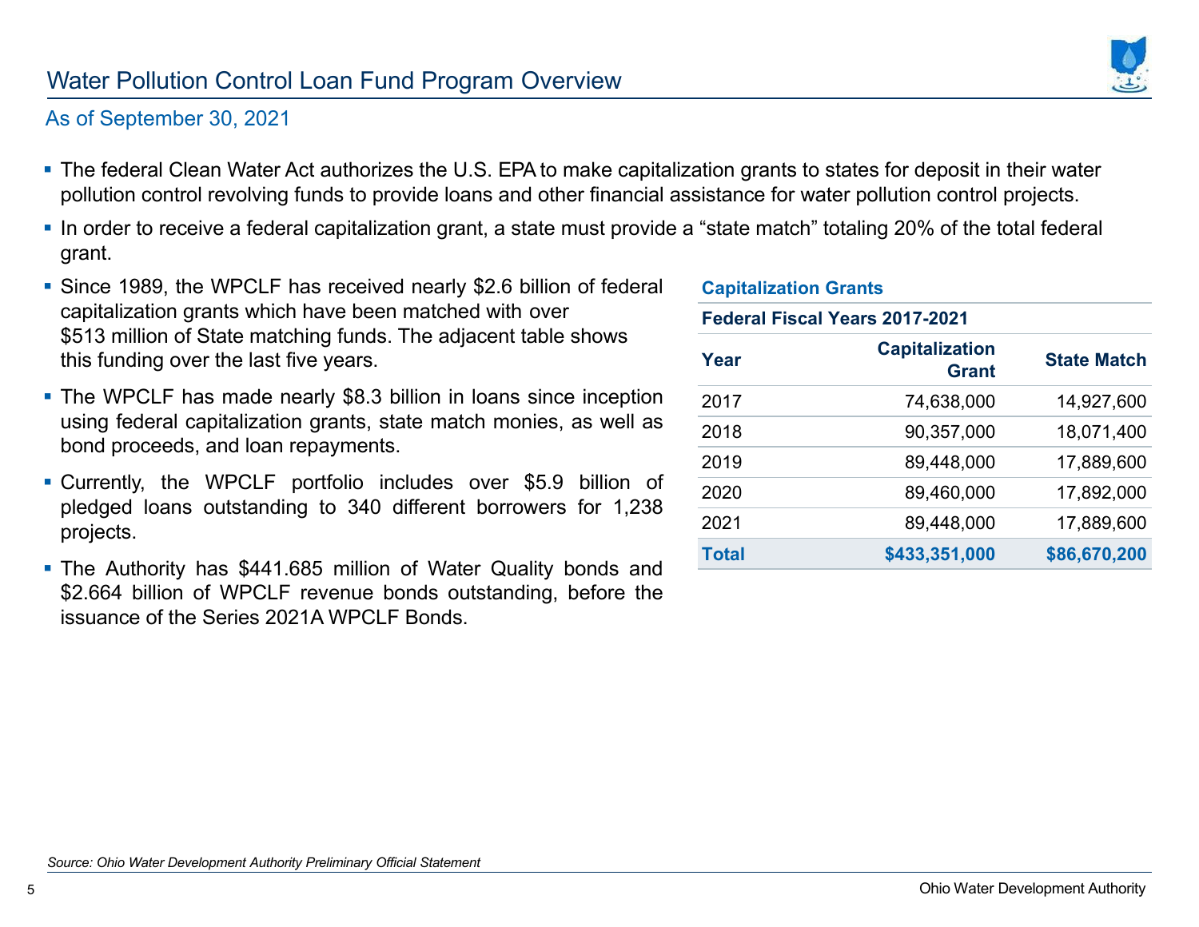# Water Pollution Control Loan Fund Program Overview

## As of September 30, 2021

- The federal Clean Water Act authorizes the U.S. EPA to make capitalization grants to states for deposit in their water pollution control revolving funds to provide loans and other financial assistance for water pollution control projects.
- In order to receive a federal capitalization grant, a state must provide a “state match” totaling 20% of the total federal grant.
- Since 1989, the WPCLF has received nearly $2.6 billion of federal capitalization grants which have been matched with over $513 million of State matching funds. The adjacent table shows this funding over the last five years.
- The WPCLF has made nearly $8.3 billion in loans since inception using federal capitalization grants, state match monies, as well as bond proceeds, and loan repayments.
- Currently, the WPCLF portfolio includes over $5.9 billion of pledged loans outstanding to 340 different borrowers for 1,238 projects.
- The Authority has $441.685 million of Water Quality bonds and $2.664 billion of WPCLF revenue bonds outstanding, before the issuance of the Series 2021A WPCLF Bonds.

**Capitalization Grants**

**Federal Fiscal Years 2017-2021**

| Year | Capitalization Grant | State Match |
|---|---:|---:|
| 2017 | 74,638,000 | 14,927,600 |
| 2018 | 90,357,000 | 18,071,400 |
| 2019 | 89,448,000 | 17,889,600 |
| 2020 | 89,460,000 | 17,892,000 |
| 2021 | 89,448,000 | 17,889,600 |
| **Total** | **$433,351,000** | **$86,670,200** |

*Source: Ohio Water Development Authority Preliminary Official Statement*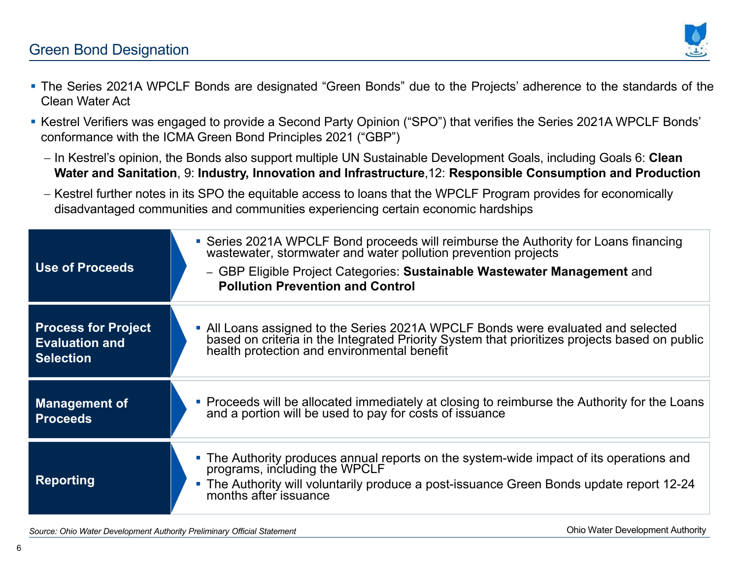## Green Bond Designation

- The Series 2021A WPCLF Bonds are designated "Green Bonds" due to the Projects' adherence to the standards of the Clean Water Act
- Kestrel Verifiers was engaged to provide a Second Party Opinion ("SPO") that verifies the Series 2021A WPCLF Bonds' conformance with the ICMA Green Bond Principles 2021 ("GBP")
  - In Kestrel's opinion, the Bonds also support multiple UN Sustainable Development Goals, including Goals 6: **Clean Water and Sanitation**, 9: **Industry, Innovation and Infrastructure**,12: **Responsible Consumption and Production**
  - Kestrel further notes in its SPO the equitable access to loans that the WPCLF Program provides for economically disadvantaged communities and communities experiencing certain economic hardships

| | |
|---|---|
| **Use of Proceeds** | ▪ Series 2021A WPCLF Bond proceeds will reimburse the Authority for Loans financing wastewater, stormwater and water pollution prevention projects<br>– GBP Eligible Project Categories: **Sustainable Wastewater Management** and **Pollution Prevention and Control** |
| **Process for Project Evaluation and Selection** | ▪ All Loans assigned to the Series 2021A WPCLF Bonds were evaluated and selected based on criteria in the Integrated Priority System that prioritizes projects based on public health protection and environmental benefit |
| **Management of Proceeds** | ▪ Proceeds will be allocated immediately at closing to reimburse the Authority for the Loans and a portion will be used to pay for costs of issuance |
| **Reporting** | ▪ The Authority produces annual reports on the system-wide impact of its operations and programs, including the WPCLF<br>▪ The Authority will voluntarily produce a post-issuance Green Bonds update report 12-24 months after issuance |

*Source: Ohio Water Development Authority Preliminary Official Statement*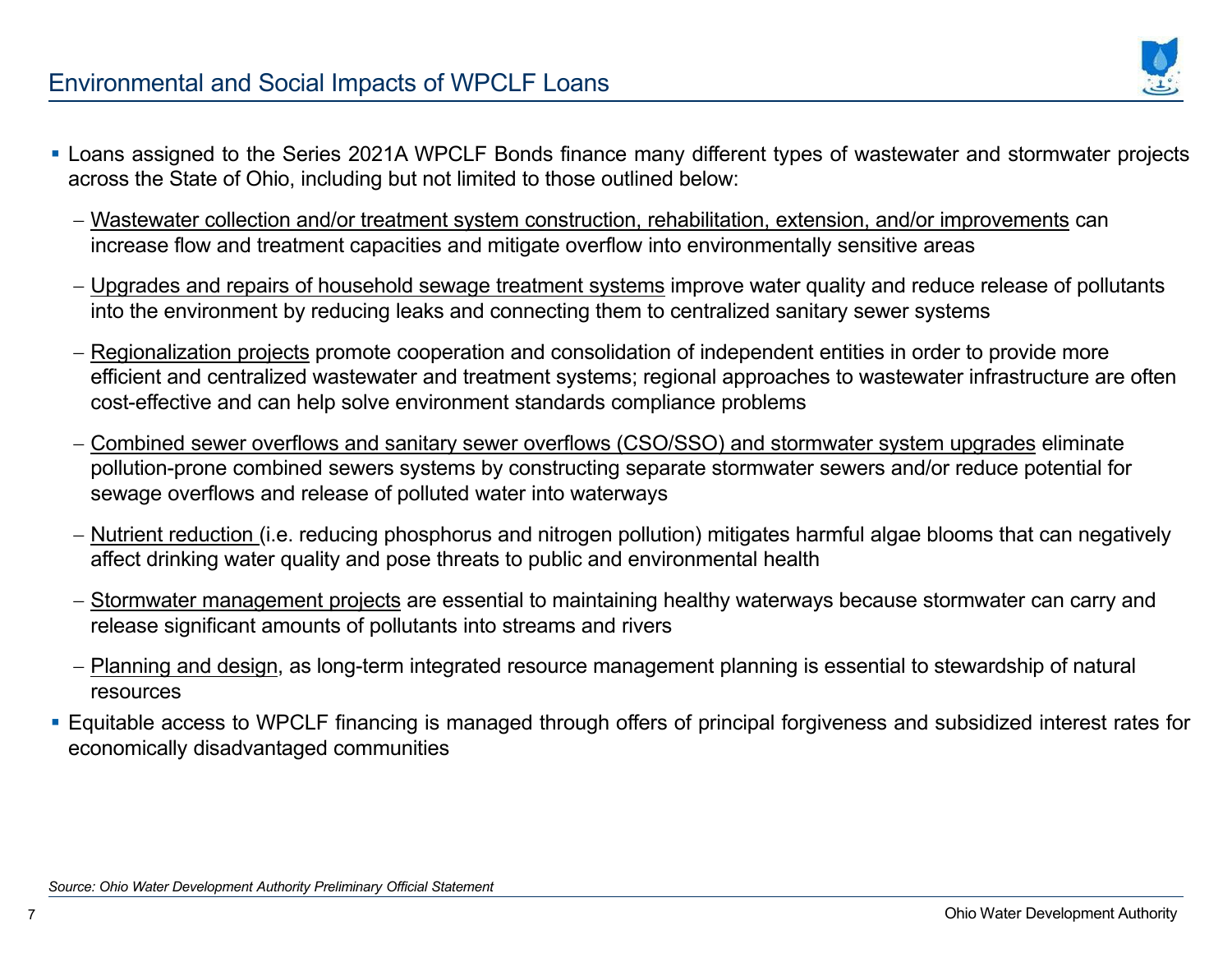# Environmental and Social Impacts of WPCLF Loans

- Loans assigned to the Series 2021A WPCLF Bonds finance many different types of wastewater and stormwater projects across the State of Ohio, including but not limited to those outlined below:
  - <u>Wastewater collection and/or treatment system construction, rehabilitation, extension, and/or improvements</u> can increase flow and treatment capacities and mitigate overflow into environmentally sensitive areas
  - <u>Upgrades and repairs of household sewage treatment systems</u> improve water quality and reduce release of pollutants into the environment by reducing leaks and connecting them to centralized sanitary sewer systems
  - <u>Regionalization projects</u> promote cooperation and consolidation of independent entities in order to provide more efficient and centralized wastewater and treatment systems; regional approaches to wastewater infrastructure are often cost-effective and can help solve environment standards compliance problems
  - <u>Combined sewer overflows and sanitary sewer overflows (CSO/SSO) and stormwater system upgrades</u> eliminate pollution-prone combined sewers systems by constructing separate stormwater sewers and/or reduce potential for sewage overflows and release of polluted water into waterways
  - <u>Nutrient reduction</u> (i.e. reducing phosphorus and nitrogen pollution) mitigates harmful algae blooms that can negatively affect drinking water quality and pose threats to public and environmental health
  - <u>Stormwater management projects</u> are essential to maintaining healthy waterways because stormwater can carry and release significant amounts of pollutants into streams and rivers
  - <u>Planning and design</u>, as long-term integrated resource management planning is essential to stewardship of natural resources
- Equitable access to WPCLF financing is managed through offers of principal forgiveness and subsidized interest rates for economically disadvantaged communities

*Source: Ohio Water Development Authority Preliminary Official Statement*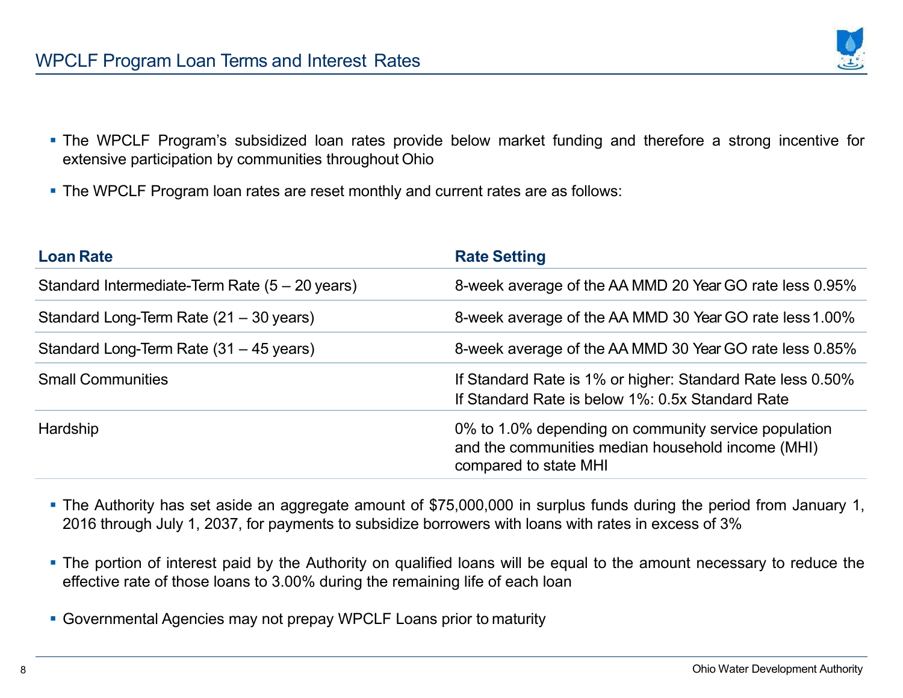## WPCLF Program Loan Terms and Interest Rates

- The WPCLF Program's subsidized loan rates provide below market funding and therefore a strong incentive for extensive participation by communities throughout Ohio
- The WPCLF Program loan rates are reset monthly and current rates are as follows:

| Loan Rate | Rate Setting |
|---|---|
| Standard Intermediate-Term Rate (5 – 20 years) | 8-week average of the AA MMD 20 Year GO rate less 0.95% |
| Standard Long-Term Rate (21 – 30 years) | 8-week average of the AA MMD 30 Year GO rate less 1.00% |
| Standard Long-Term Rate (31 – 45 years) | 8-week average of the AA MMD 30 Year GO rate less 0.85% |
| Small Communities | If Standard Rate is 1% or higher: Standard Rate less 0.50%<br>If Standard Rate is below 1%: 0.5x Standard Rate |
| Hardship | 0% to 1.0% depending on community service population and the communities median household income (MHI) compared to state MHI |

- The Authority has set aside an aggregate amount of $75,000,000 in surplus funds during the period from January 1, 2016 through July 1, 2037, for payments to subsidize borrowers with loans with rates in excess of 3%
- The portion of interest paid by the Authority on qualified loans will be equal to the amount necessary to reduce the effective rate of those loans to 3.00% during the remaining life of each loan
- Governmental Agencies may not prepay WPCLF Loans prior to maturity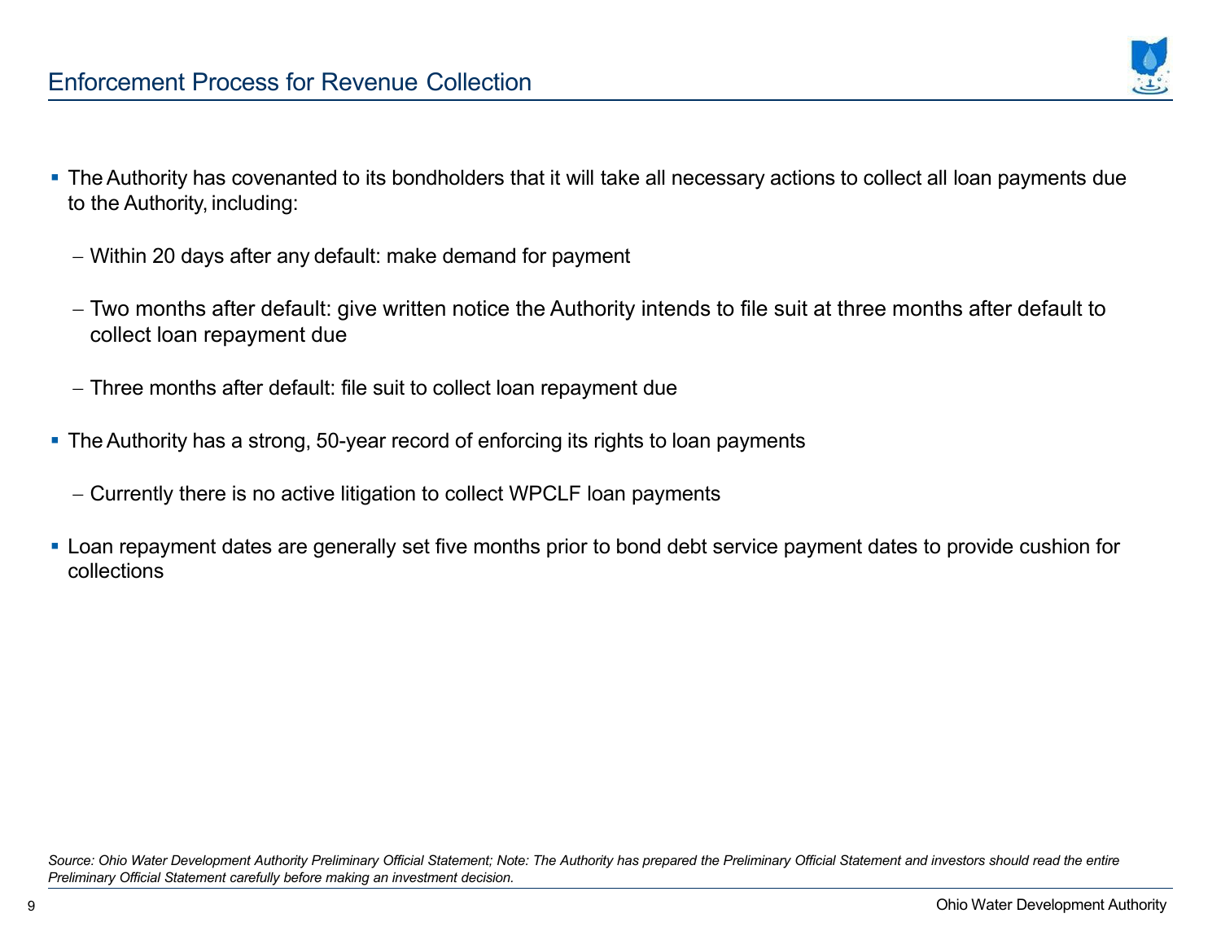# Enforcement Process for Revenue Collection

- The Authority has covenanted to its bondholders that it will take all necessary actions to collect all loan payments due to the Authority, including:
  - Within 20 days after any default: make demand for payment
  - Two months after default: give written notice the Authority intends to file suit at three months after default to collect loan repayment due
  - Three months after default: file suit to collect loan repayment due
- The Authority has a strong, 50-year record of enforcing its rights to loan payments
  - Currently there is no active litigation to collect WPCLF loan payments
- Loan repayment dates are generally set five months prior to bond debt service payment dates to provide cushion for collections

*Source: Ohio Water Development Authority Preliminary Official Statement; Note: The Authority has prepared the Preliminary Official Statement and investors should read the entire Preliminary Official Statement carefully before making an investment decision.*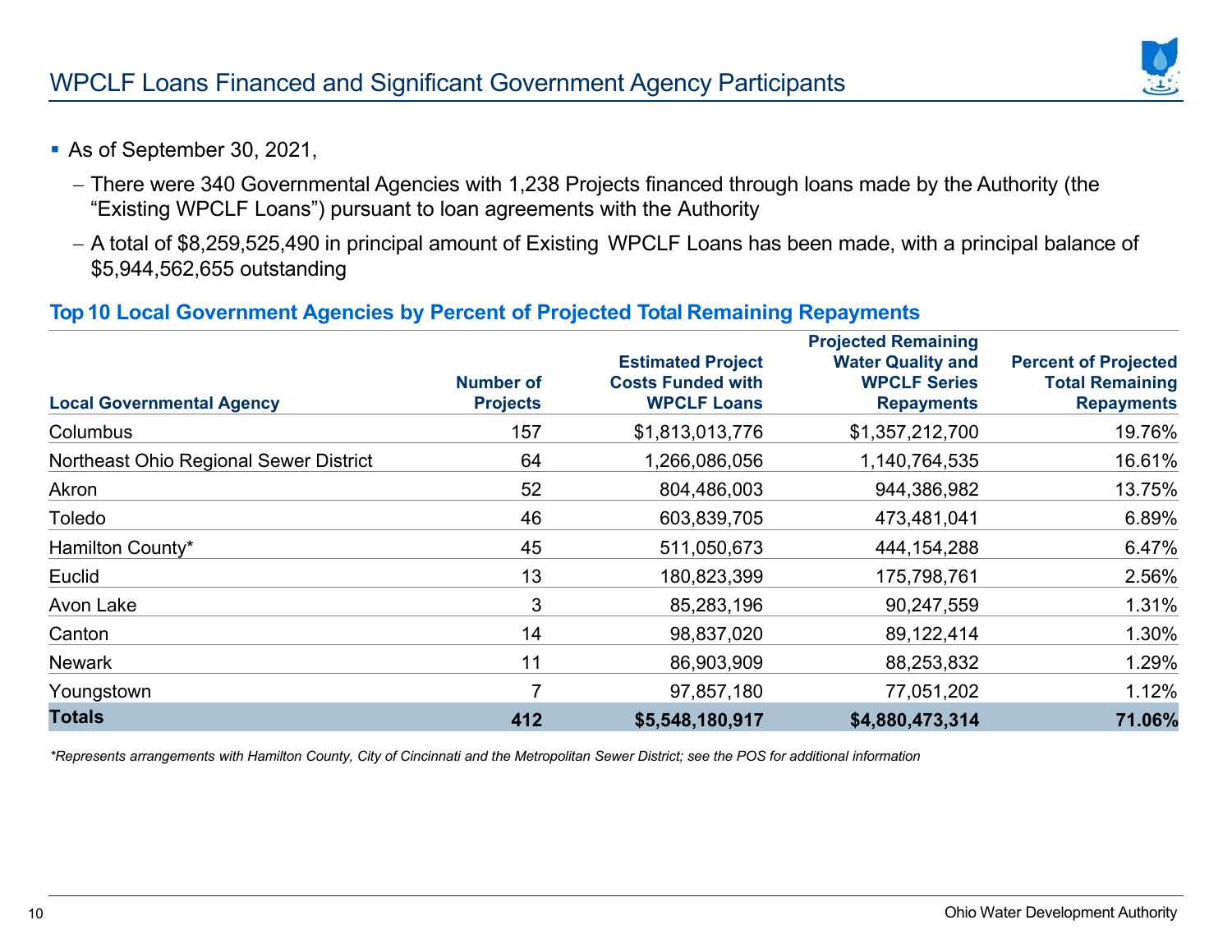# WPCLF Loans Financed and Significant Government Agency Participants

- As of September 30, 2021,
  - There were 340 Governmental Agencies with 1,238 Projects financed through loans made by the Authority (the "Existing WPCLF Loans") pursuant to loan agreements with the Authority
  - A total of $8,259,525,490 in principal amount of Existing WPCLF Loans has been made, with a principal balance of $5,944,562,655 outstanding

### Top 10 Local Government Agencies by Percent of Projected Total Remaining Repayments

| Local Governmental Agency | Number of Projects | Estimated Project Costs Funded with WPCLF Loans | Projected Remaining Water Quality and WPCLF Series Repayments | Percent of Projected Total Remaining Repayments |
|---|---:|---:|---:|---:|
| Columbus | 157 | $1,813,013,776 | $1,357,212,700 | 19.76% |
| Northeast Ohio Regional Sewer District | 64 | 1,266,086,056 | 1,140,764,535 | 16.61% |
| Akron | 52 | 804,486,003 | 944,386,982 | 13.75% |
| Toledo | 46 | 603,839,705 | 473,481,041 | 6.89% |
| Hamilton County* | 45 | 511,050,673 | 444,154,288 | 6.47% |
| Euclid | 13 | 180,823,399 | 175,798,761 | 2.56% |
| Avon Lake | 3 | 85,283,196 | 90,247,559 | 1.31% |
| Canton | 14 | 98,837,020 | 89,122,414 | 1.30% |
| Newark | 11 | 86,903,909 | 88,253,832 | 1.29% |
| Youngstown | 7 | 97,857,180 | 77,051,202 | 1.12% |
| **Totals** | **412** | **$5,548,180,917** | **$4,880,473,314** | **71.06%** |

*\*Represents arrangements with Hamilton County, City of Cincinnati and the Metropolitan Sewer District; see the POS for additional information*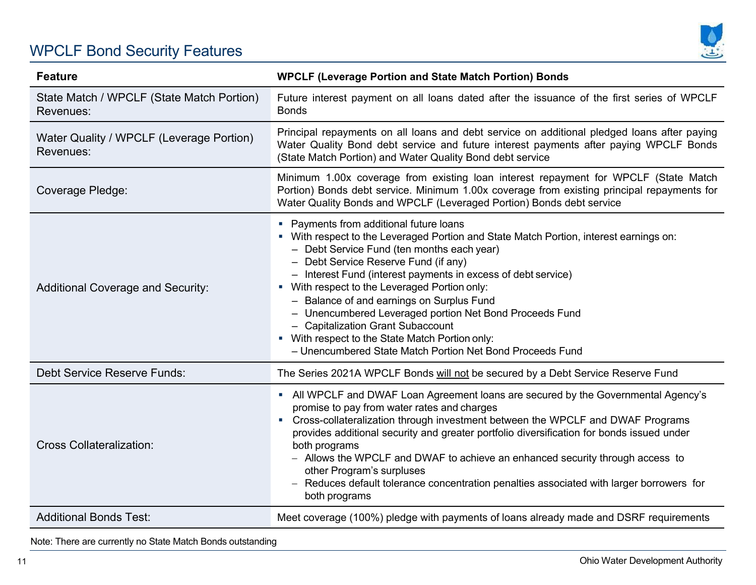## WPCLF Bond Security Features

| Feature | WPCLF (Leverage Portion and State Match Portion) Bonds |
|---|---|
| State Match / WPCLF (State Match Portion) Revenues: | Future interest payment on all loans dated after the issuance of the first series of WPCLF Bonds |
| Water Quality / WPCLF (Leverage Portion) Revenues: | Principal repayments on all loans and debt service on additional pledged loans after paying Water Quality Bond debt service and future interest payments after paying WPCLF Bonds (State Match Portion) and Water Quality Bond debt service |
| Coverage Pledge: | Minimum 1.00x coverage from existing loan interest repayment for WPCLF (State Match Portion) Bonds debt service. Minimum 1.00x coverage from existing principal repayments for Water Quality Bonds and WPCLF (Leveraged Portion) Bonds debt service |
| Additional Coverage and Security: | ▪ Payments from additional future loans<br>▪ With respect to the Leveraged Portion and State Match Portion, interest earnings on:<br>– Debt Service Fund (ten months each year)<br>– Debt Service Reserve Fund (if any)<br>– Interest Fund (interest payments in excess of debt service)<br>▪ With respect to the Leveraged Portion only:<br>– Balance of and earnings on Surplus Fund<br>– Unencumbered Leveraged portion Net Bond Proceeds Fund<br>– Capitalization Grant Subaccount<br>▪ With respect to the State Match Portion only:<br>– Unencumbered State Match Portion Net Bond Proceeds Fund |
| Debt Service Reserve Funds: | The Series 2021A WPCLF Bonds <u>will not</u> be secured by a Debt Service Reserve Fund |
| Cross Collateralization: | ▪ All WPCLF and DWAF Loan Agreement loans are secured by the Governmental Agency's promise to pay from water rates and charges<br>▪ Cross-collateralization through investment between the WPCLF and DWAF Programs provides additional security and greater portfolio diversification for bonds issued under both programs<br>– Allows the WPCLF and DWAF to achieve an enhanced security through access to other Program's surpluses<br>– Reduces default tolerance concentration penalties associated with larger borrowers for both programs |
| Additional Bonds Test: | Meet coverage (100%) pledge with payments of loans already made and DSRF requirements |

Note: There are currently no State Match Bonds outstanding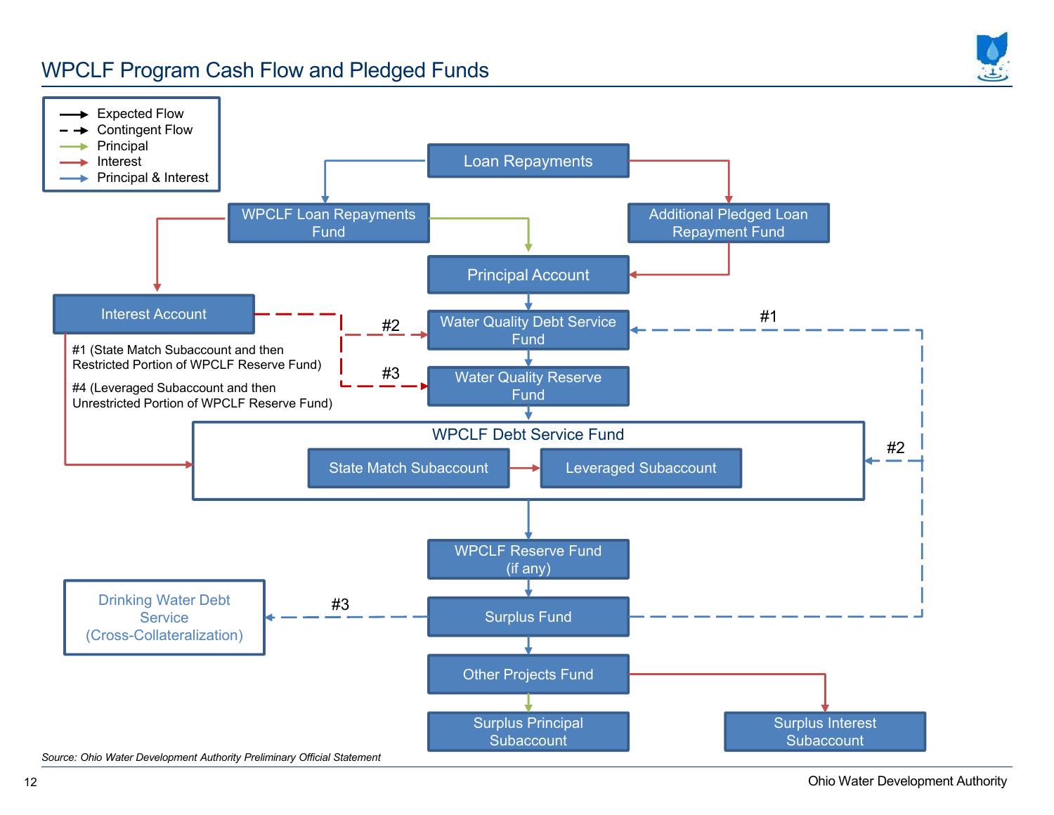# WPCLF Program Cash Flow and Pledged Funds

- Expected Flow
- Contingent Flow
- Principal
- Interest
- Principal & Interest

Loan Repayments

WPCLF Loan Repayments Fund

Additional Pledged Loan Repayment Fund

Principal Account

Interest Account

Water Quality Debt Service Fund

Water Quality Reserve Fund

#1 (State Match Subaccount and then Restricted Portion of WPCLF Reserve Fund)

#4 (Leveraged Subaccount and then Unrestricted Portion of WPCLF Reserve Fund)

#1

#2

#3

WPCLF Debt Service Fund

State Match Subaccount

Leveraged Subaccount

#2

WPCLF Reserve Fund (if any)

Drinking Water Debt Service (Cross-Collateralization)

#3

Surplus Fund

Other Projects Fund

Surplus Principal Subaccount

Surplus Interest Subaccount

*Source: Ohio Water Development Authority Preliminary Official Statement*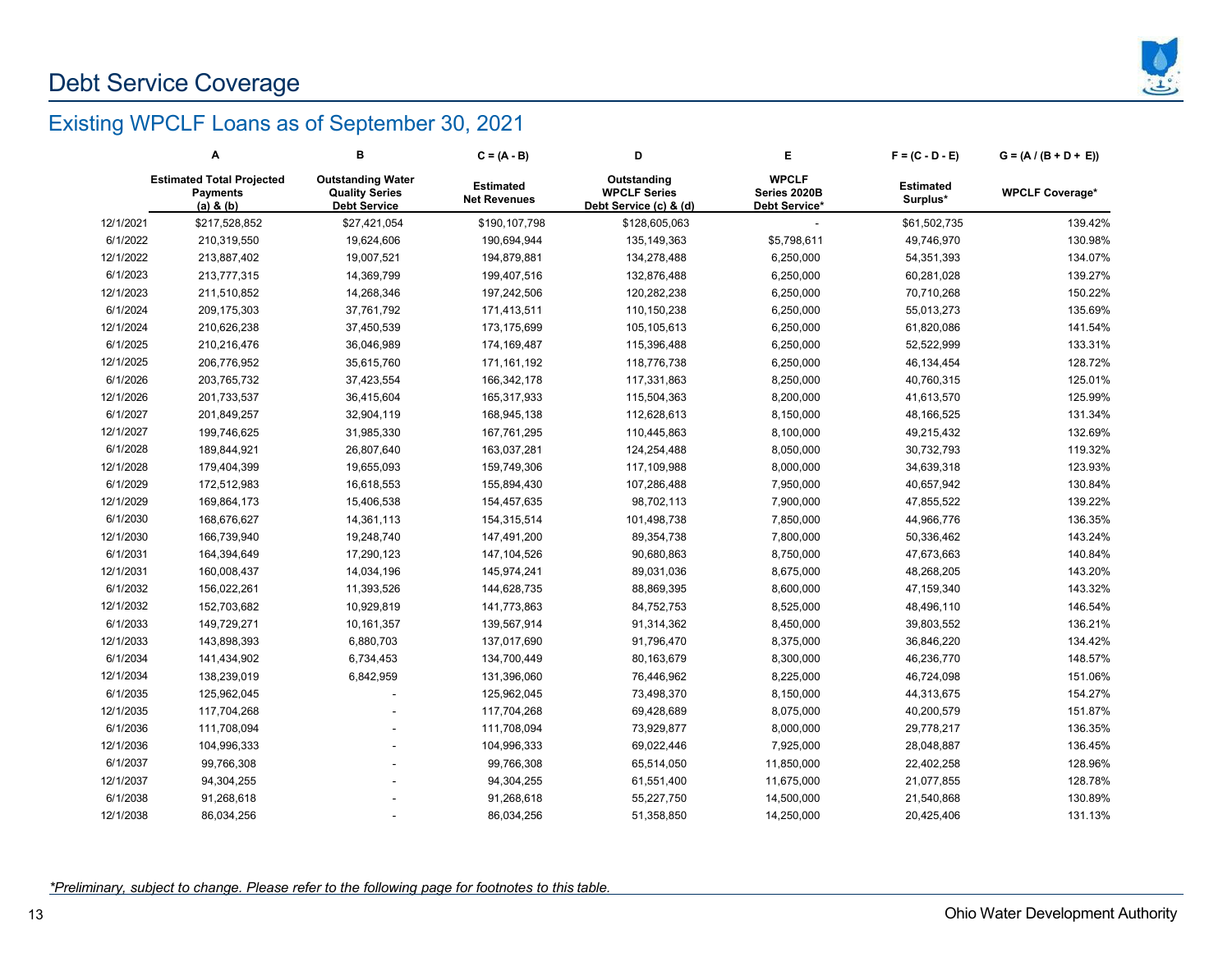# Debt Service Coverage

## Existing WPCLF Loans as of September 30, 2021

| | A | B | C = (A - B) | D | E | F = (C - D - E) | G = (A / (B + D + E)) |
|---|---|---|---|---|---|---|---|
| | Estimated Total Projected Payments (a) & (b) | Outstanding Water Quality Series Debt Service | Estimated Net Revenues | Outstanding WPCLF Series Debt Service (c) & (d) | WPCLF Series 2020B Debt Service* | Estimated Surplus* | WPCLF Coverage* |
| 12/1/2021 | $217,528,852 | $27,421,054 | $190,107,798 | $128,605,063 | - | $61,502,735 | 139.42% |
| 6/1/2022 | 210,319,550 | 19,624,606 | 190,694,944 | 135,149,363 | $5,798,611 | 49,746,970 | 130.98% |
| 12/1/2022 | 213,887,402 | 19,007,521 | 194,879,881 | 134,278,488 | 6,250,000 | 54,351,393 | 134.07% |
| 6/1/2023 | 213,777,315 | 14,369,799 | 199,407,516 | 132,876,488 | 6,250,000 | 60,281,028 | 139.27% |
| 12/1/2023 | 211,510,852 | 14,268,346 | 197,242,506 | 120,282,238 | 6,250,000 | 70,710,268 | 150.22% |
| 6/1/2024 | 209,175,303 | 37,761,792 | 171,413,511 | 110,150,238 | 6,250,000 | 55,013,273 | 135.69% |
| 12/1/2024 | 210,626,238 | 37,450,539 | 173,175,699 | 105,105,613 | 6,250,000 | 61,820,086 | 141.54% |
| 6/1/2025 | 210,216,476 | 36,046,989 | 174,169,487 | 115,396,488 | 6,250,000 | 52,522,999 | 133.31% |
| 12/1/2025 | 206,776,952 | 35,615,760 | 171,161,192 | 118,776,738 | 6,250,000 | 46,134,454 | 128.72% |
| 6/1/2026 | 203,765,732 | 37,423,554 | 166,342,178 | 117,331,863 | 8,250,000 | 40,760,315 | 125.01% |
| 12/1/2026 | 201,733,537 | 36,415,604 | 165,317,933 | 115,504,363 | 8,200,000 | 41,613,570 | 125.99% |
| 6/1/2027 | 201,849,257 | 32,904,119 | 168,945,138 | 112,628,613 | 8,150,000 | 48,166,525 | 131.34% |
| 12/1/2027 | 199,746,625 | 31,985,330 | 167,761,295 | 110,445,863 | 8,100,000 | 49,215,432 | 132.69% |
| 6/1/2028 | 189,844,921 | 26,807,640 | 163,037,281 | 124,254,488 | 8,050,000 | 30,732,793 | 119.32% |
| 12/1/2028 | 179,404,399 | 19,655,093 | 159,749,306 | 117,109,988 | 8,000,000 | 34,639,318 | 123.93% |
| 6/1/2029 | 172,512,983 | 16,618,553 | 155,894,430 | 107,286,488 | 7,950,000 | 40,657,942 | 130.84% |
| 12/1/2029 | 169,864,173 | 15,406,538 | 154,457,635 | 98,702,113 | 7,900,000 | 47,855,522 | 139.22% |
| 6/1/2030 | 168,676,627 | 14,361,113 | 154,315,514 | 101,498,738 | 7,850,000 | 44,966,776 | 136.35% |
| 12/1/2030 | 166,739,940 | 19,248,740 | 147,491,200 | 89,354,738 | 7,800,000 | 50,336,462 | 143.24% |
| 6/1/2031 | 164,394,649 | 17,290,123 | 147,104,526 | 90,680,863 | 8,750,000 | 47,673,663 | 140.84% |
| 12/1/2031 | 160,008,437 | 14,034,196 | 145,974,241 | 89,031,036 | 8,675,000 | 48,268,205 | 143.20% |
| 6/1/2032 | 156,022,261 | 11,393,526 | 144,628,735 | 88,869,395 | 8,600,000 | 47,159,340 | 143.32% |
| 12/1/2032 | 152,703,682 | 10,929,819 | 141,773,863 | 84,752,753 | 8,525,000 | 48,496,110 | 146.54% |
| 6/1/2033 | 149,729,271 | 10,161,357 | 139,567,914 | 91,314,362 | 8,450,000 | 39,803,552 | 136.21% |
| 12/1/2033 | 143,898,393 | 6,880,703 | 137,017,690 | 91,796,470 | 8,375,000 | 36,846,220 | 134.42% |
| 6/1/2034 | 141,434,902 | 6,734,453 | 134,700,449 | 80,163,679 | 8,300,000 | 46,236,770 | 148.57% |
| 12/1/2034 | 138,239,019 | 6,842,959 | 131,396,060 | 76,446,962 | 8,225,000 | 46,724,098 | 151.06% |
| 6/1/2035 | 125,962,045 | - | 125,962,045 | 73,498,370 | 8,150,000 | 44,313,675 | 154.27% |
| 12/1/2035 | 117,704,268 | - | 117,704,268 | 69,428,689 | 8,075,000 | 40,200,579 | 151.87% |
| 6/1/2036 | 111,708,094 | - | 111,708,094 | 73,929,877 | 8,000,000 | 29,778,217 | 136.35% |
| 12/1/2036 | 104,996,333 | - | 104,996,333 | 69,022,446 | 7,925,000 | 28,048,887 | 136.45% |
| 6/1/2037 | 99,766,308 | - | 99,766,308 | 65,514,050 | 11,850,000 | 22,402,258 | 128.96% |
| 12/1/2037 | 94,304,255 | - | 94,304,255 | 61,551,400 | 11,675,000 | 21,077,855 | 128.78% |
| 6/1/2038 | 91,268,618 | - | 91,268,618 | 55,227,750 | 14,500,000 | 21,540,868 | 130.89% |
| 12/1/2038 | 86,034,256 | - | 86,034,256 | 51,358,850 | 14,250,000 | 20,425,406 | 131.13% |

*\*Preliminary, subject to change. Please refer to the following page for footnotes to this table.*

Ohio Water Development Authority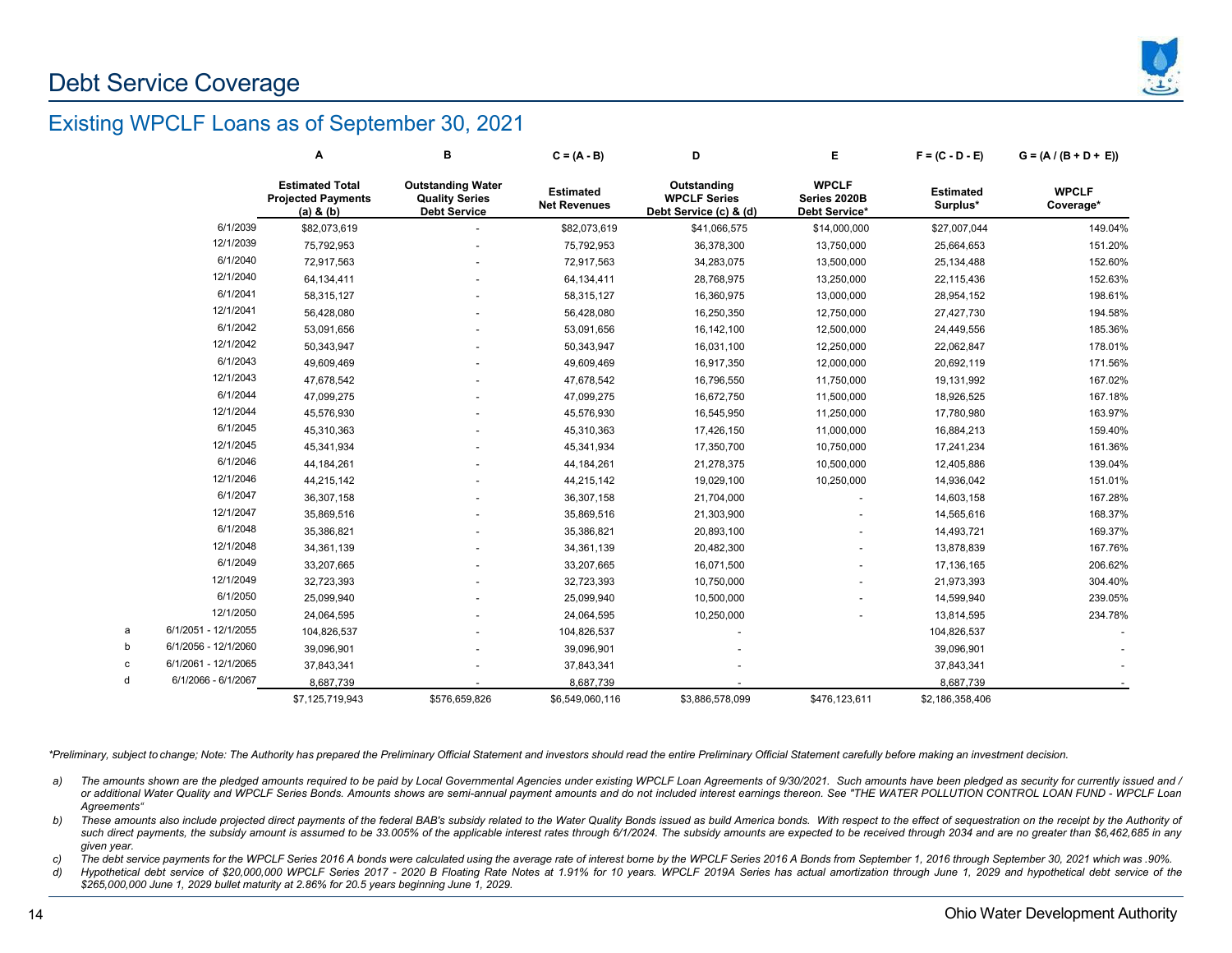# Debt Service Coverage

## Existing WPCLF Loans as of September 30, 2021

| | | A | B | C = (A - B) | D | E | F = (C - D - E) | G = (A / (B + D + E)) |
|---|---|---|---|---|---|---|---|---|
| | | Estimated Total Projected Payments (a) & (b) | Outstanding Water Quality Series Debt Service | Estimated Net Revenues | Outstanding WPCLF Series Debt Service (c) & (d) | WPCLF Series 2020B Debt Service* | Estimated Surplus* | WPCLF Coverage* |
| | 6/1/2039 | $82,073,619 | - | $82,073,619 | $41,066,575 | $14,000,000 | $27,007,044 | 149.04% |
| | 12/1/2039 | 75,792,953 | - | 75,792,953 | 36,378,300 | 13,750,000 | 25,664,653 | 151.20% |
| | 6/1/2040 | 72,917,563 | - | 72,917,563 | 34,283,075 | 13,500,000 | 25,134,488 | 152.60% |
| | 12/1/2040 | 64,134,411 | - | 64,134,411 | 28,768,975 | 13,250,000 | 22,115,436 | 152.63% |
| | 6/1/2041 | 58,315,127 | - | 58,315,127 | 16,360,975 | 13,000,000 | 28,954,152 | 198.61% |
| | 12/1/2041 | 56,428,080 | - | 56,428,080 | 16,250,350 | 12,750,000 | 27,427,730 | 194.58% |
| | 6/1/2042 | 53,091,656 | - | 53,091,656 | 16,142,100 | 12,500,000 | 24,449,556 | 185.36% |
| | 12/1/2042 | 50,343,947 | - | 50,343,947 | 16,031,100 | 12,250,000 | 22,062,847 | 178.01% |
| | 6/1/2043 | 49,609,469 | - | 49,609,469 | 16,917,350 | 12,000,000 | 20,692,119 | 171.56% |
| | 12/1/2043 | 47,678,542 | - | 47,678,542 | 16,796,550 | 11,750,000 | 19,131,992 | 167.02% |
| | 6/1/2044 | 47,099,275 | - | 47,099,275 | 16,672,750 | 11,500,000 | 18,926,525 | 167.18% |
| | 12/1/2044 | 45,576,930 | - | 45,576,930 | 16,545,950 | 11,250,000 | 17,780,980 | 163.97% |
| | 6/1/2045 | 45,310,363 | - | 45,310,363 | 17,426,150 | 11,000,000 | 16,884,213 | 159.40% |
| | 12/1/2045 | 45,341,934 | - | 45,341,934 | 17,350,700 | 10,750,000 | 17,241,234 | 161.36% |
| | 6/1/2046 | 44,184,261 | - | 44,184,261 | 21,278,375 | 10,500,000 | 12,405,886 | 139.04% |
| | 12/1/2046 | 44,215,142 | - | 44,215,142 | 19,029,100 | 10,250,000 | 14,936,042 | 151.01% |
| | 6/1/2047 | 36,307,158 | - | 36,307,158 | 21,704,000 | - | 14,603,158 | 167.28% |
| | 12/1/2047 | 35,869,516 | - | 35,869,516 | 21,303,900 | - | 14,565,616 | 168.37% |
| | 6/1/2048 | 35,386,821 | - | 35,386,821 | 20,893,100 | - | 14,493,721 | 169.37% |
| | 12/1/2048 | 34,361,139 | - | 34,361,139 | 20,482,300 | - | 13,878,839 | 167.76% |
| | 6/1/2049 | 33,207,665 | - | 33,207,665 | 16,071,500 | - | 17,136,165 | 206.62% |
| | 12/1/2049 | 32,723,393 | - | 32,723,393 | 10,750,000 | - | 21,973,393 | 304.40% |
| | 6/1/2050 | 25,099,940 | - | 25,099,940 | 10,500,000 | - | 14,599,940 | 239.05% |
| | 12/1/2050 | 24,064,595 | - | 24,064,595 | 10,250,000 | - | 13,814,595 | 234.78% |
| a | 6/1/2051 - 12/1/2055 | 104,826,537 | - | 104,826,537 | - | | 104,826,537 | - |
| b | 6/1/2056 - 12/1/2060 | 39,096,901 | - | 39,096,901 | - | | 39,096,901 | - |
| c | 6/1/2061 - 12/1/2065 | 37,843,341 | - | 37,843,341 | - | | 37,843,341 | - |
| d | 6/1/2066 - 6/1/2067 | 8,687,739 | - | 8,687,739 | - | | 8,687,739 | - |
| | | $7,125,719,943 | $576,659,826 | $6,549,060,116 | $3,886,578,099 | $476,123,611 | $2,186,358,406 | |

*Preliminary, subject to change; Note: The Authority has prepared the Preliminary Official Statement and investors should read the entire Preliminary Official Statement carefully before making an investment decision.*

a) *The amounts shown are the pledged amounts required to be paid by Local Governmental Agencies under existing WPCLF Loan Agreements of 9/30/2021. Such amounts have been pledged as security for currently issued and / or additional Water Quality and WPCLF Series Bonds. Amounts shows are semi-annual payment amounts and do not included interest earnings thereon. See "THE WATER POLLUTION CONTROL LOAN FUND - WPCLF Loan Agreements"*

b) *These amounts also include projected direct payments of the federal BAB's subsidy related to the Water Quality Bonds issued as build America bonds. With respect to the effect of sequestration on the receipt by the Authority of such direct payments, the subsidy amount is assumed to be 33.005% of the applicable interest rates through 6/1/2024. The subsidy amounts are expected to be received through 2034 and are no greater than $6,462,685 in any given year.*

c) *The debt service payments for the WPCLF Series 2016 A bonds were calculated using the average rate of interest borne by the WPCLF Series 2016 A Bonds from September 1, 2016 through September 30, 2021 which was .90%.*

d) *Hypothetical debt service of $20,000,000 WPCLF Series 2017 - 2020 B Floating Rate Notes at 1.91% for 10 years. WPCLF 2019A Series has actual amortization through June 1, 2029 and hypothetical debt service of the $265,000,000 June 1, 2029 bullet maturity at 2.86% for 20.5 years beginning June 1, 2029.*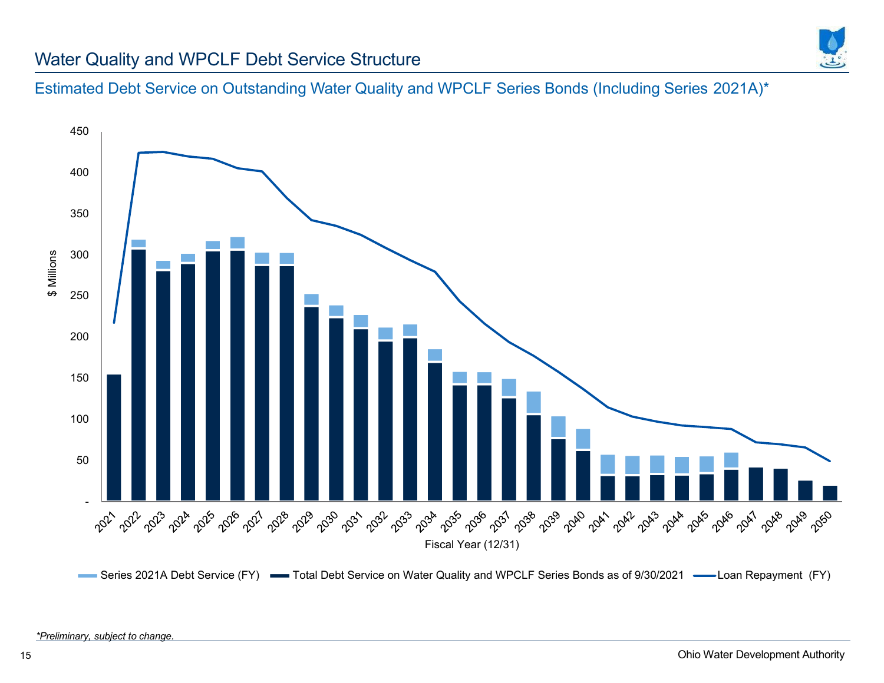# Water Quality and WPCLF Debt Service Structure

## Estimated Debt Service on Outstanding Water Quality and WPCLF Series Bonds (Including Series 2021A)*

$ Millions

450
400
350
300
250
200
150
100
50
-

2021 2022 2023 2024 2025 2026 2027 2028 2029 2030 2031 2032 2033 2034 2035 2036 2037 2038 2039 2040 2041 2042 2043 2044 2045 2046 2047 2048 2049 2050

Fiscal Year (12/31)

Series 2021A Debt Service (FY) — Total Debt Service on Water Quality and WPCLF Series Bonds as of 9/30/2021 — Loan Repayment (FY)

*Preliminary, subject to change.*

Ohio Water Development Authority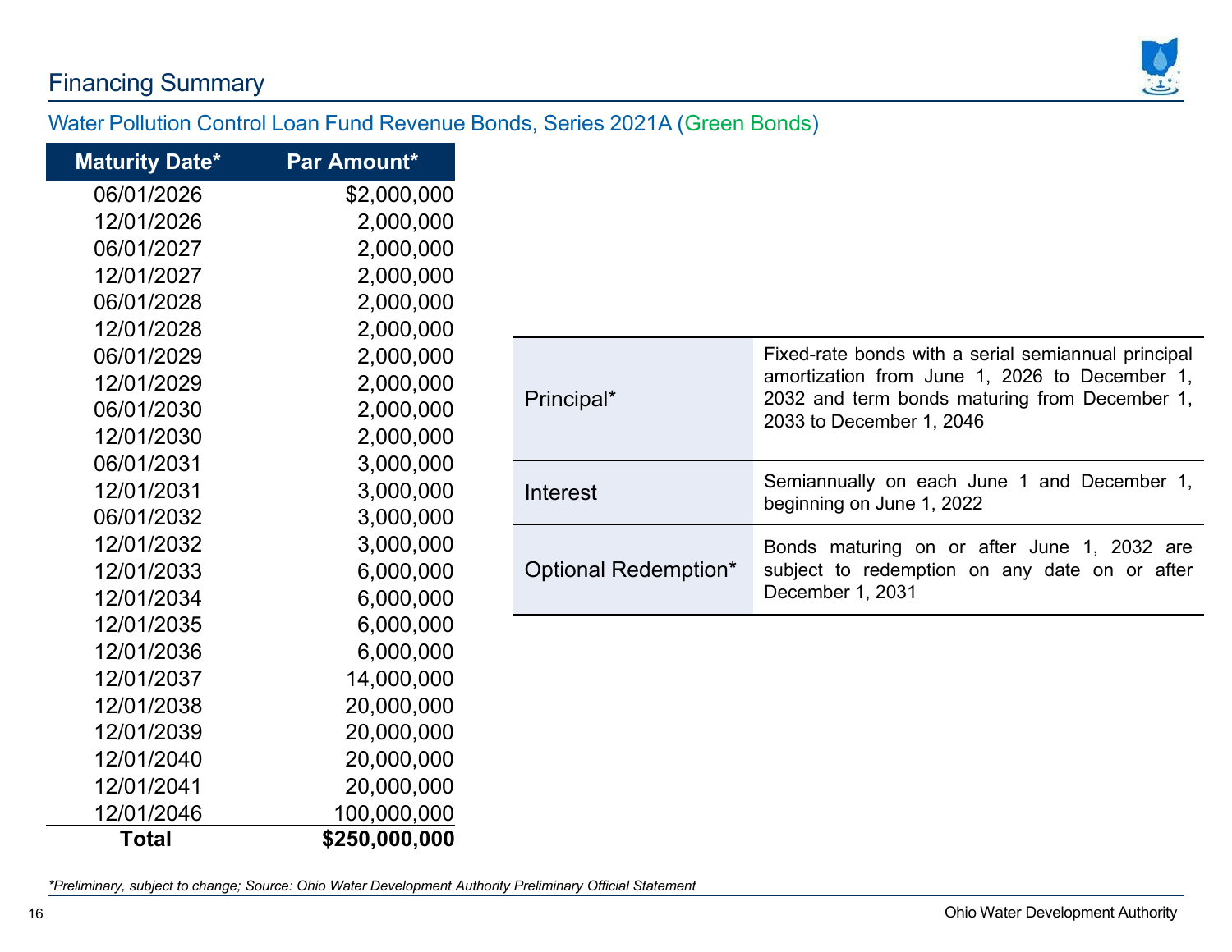## Financing Summary

### Water Pollution Control Loan Fund Revenue Bonds, Series 2021A (Green Bonds)

| Maturity Date* | Par Amount* |
|---|---|
| 06/01/2026 | $2,000,000 |
| 12/01/2026 | 2,000,000 |
| 06/01/2027 | 2,000,000 |
| 12/01/2027 | 2,000,000 |
| 06/01/2028 | 2,000,000 |
| 12/01/2028 | 2,000,000 |
| 06/01/2029 | 2,000,000 |
| 12/01/2029 | 2,000,000 |
| 06/01/2030 | 2,000,000 |
| 12/01/2030 | 2,000,000 |
| 06/01/2031 | 3,000,000 |
| 12/01/2031 | 3,000,000 |
| 06/01/2032 | 3,000,000 |
| 12/01/2032 | 3,000,000 |
| 12/01/2033 | 6,000,000 |
| 12/01/2034 | 6,000,000 |
| 12/01/2035 | 6,000,000 |
| 12/01/2036 | 6,000,000 |
| 12/01/2037 | 14,000,000 |
| 12/01/2038 | 20,000,000 |
| 12/01/2039 | 20,000,000 |
| 12/01/2040 | 20,000,000 |
| 12/01/2041 | 20,000,000 |
| 12/01/2046 | 100,000,000 |
| **Total** | **$250,000,000** |

| | |
|---|---|
| Principal* | Fixed-rate bonds with a serial semiannual principal amortization from June 1, 2026 to December 1, 2032 and term bonds maturing from December 1, 2033 to December 1, 2046 |
| Interest | Semiannually on each June 1 and December 1, beginning on June 1, 2022 |
| Optional Redemption* | Bonds maturing on or after June 1, 2032 are subject to redemption on any date on or after December 1, 2031 |

*\*Preliminary, subject to change; Source: Ohio Water Development Authority Preliminary Official Statement*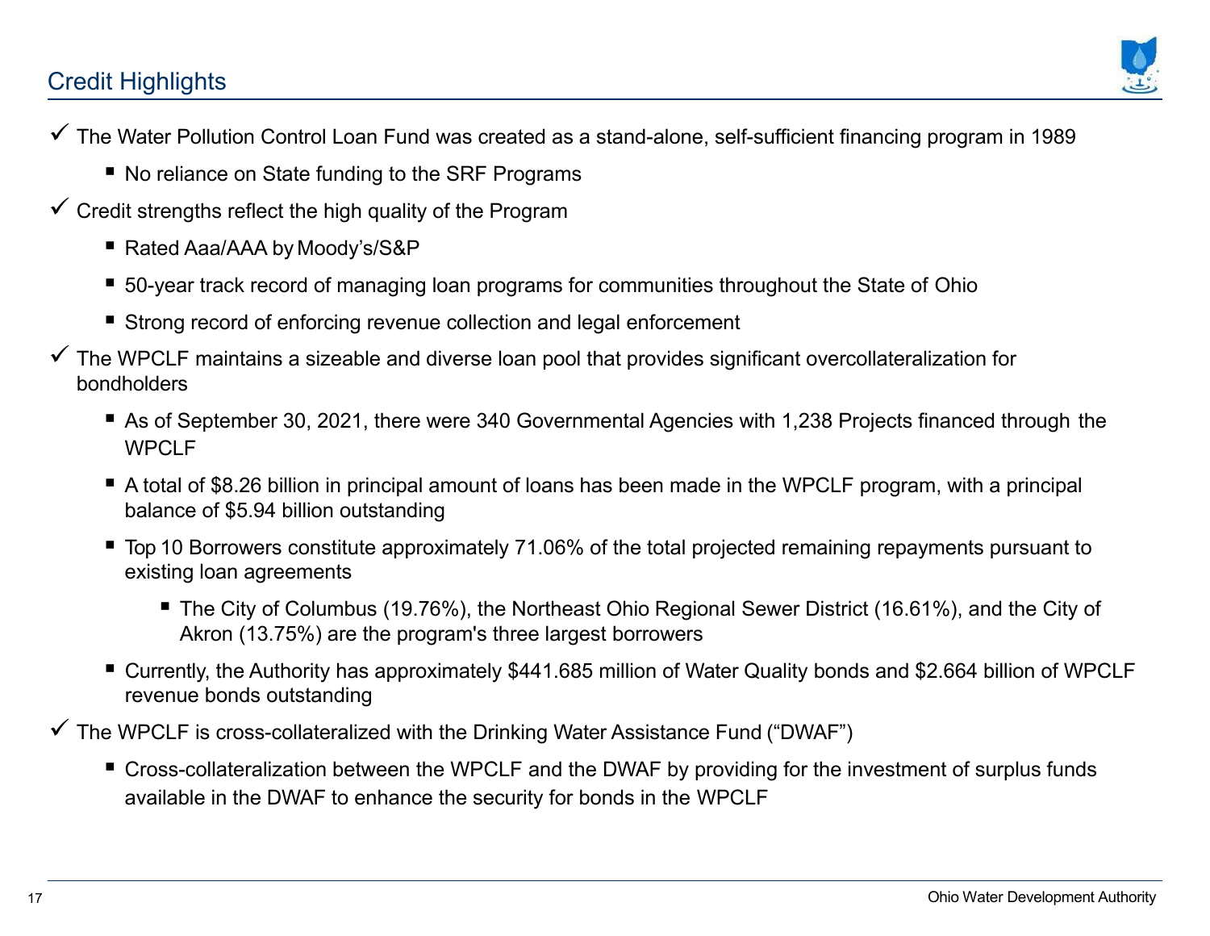## Credit Highlights

- ✓ The Water Pollution Control Loan Fund was created as a stand-alone, self-sufficient financing program in 1989
  - No reliance on State funding to the SRF Programs
- ✓ Credit strengths reflect the high quality of the Program
  - Rated Aaa/AAA by Moody's/S&P
  - 50-year track record of managing loan programs for communities throughout the State of Ohio
  - Strong record of enforcing revenue collection and legal enforcement
- ✓ The WPCLF maintains a sizeable and diverse loan pool that provides significant overcollateralization for bondholders
  - As of September 30, 2021, there were 340 Governmental Agencies with 1,238 Projects financed through the WPCLF
  - A total of $8.26 billion in principal amount of loans has been made in the WPCLF program, with a principal balance of $5.94 billion outstanding
  - Top 10 Borrowers constitute approximately 71.06% of the total projected remaining repayments pursuant to existing loan agreements
    - The City of Columbus (19.76%), the Northeast Ohio Regional Sewer District (16.61%), and the City of Akron (13.75%) are the program's three largest borrowers
  - Currently, the Authority has approximately $441.685 million of Water Quality bonds and $2.664 billion of WPCLF revenue bonds outstanding
- ✓ The WPCLF is cross-collateralized with the Drinking Water Assistance Fund ("DWAF")
  - Cross-collateralization between the WPCLF and the DWAF by providing for the investment of surplus funds available in the DWAF to enhance the security for bonds in the WPCLF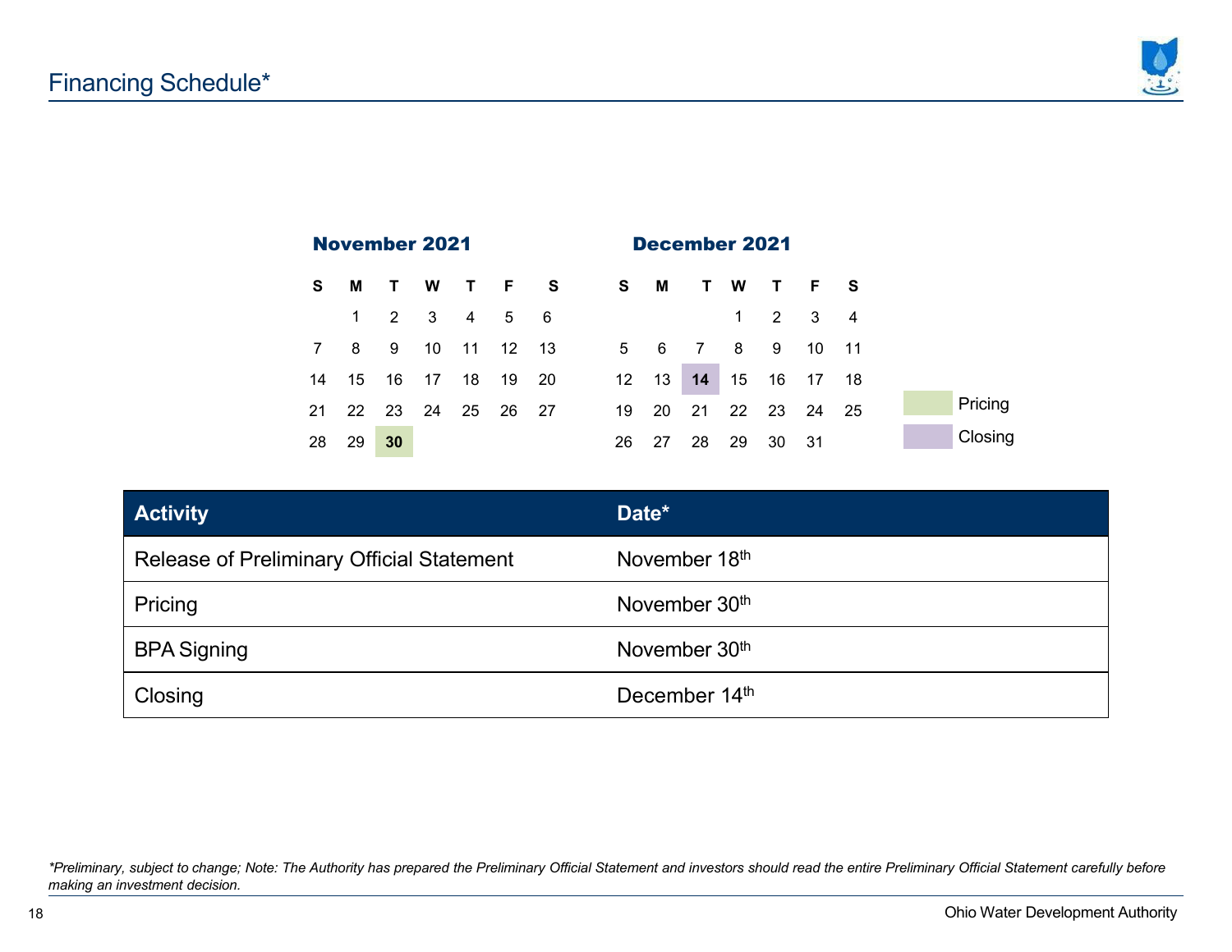# Financing Schedule*

**November 2021**

| S | M | T | W | T | F | S |
|---|---|---|---|---|---|---|
| | 1 | 2 | 3 | 4 | 5 | 6 |
| 7 | 8 | 9 | 10 | 11 | 12 | 13 |
| 14 | 15 | 16 | 17 | 18 | 19 | 20 |
| 21 | 22 | 23 | 24 | 25 | 26 | 27 |
| 28 | 29 | **30** | | | | |

**December 2021**

| S | M | T | W | T | F | S |
|---|---|---|---|---|---|---|
| | | | 1 | 2 | 3 | 4 |
| 5 | 6 | 7 | 8 | 9 | 10 | 11 |
| 12 | 13 | **14** | 15 | 16 | 17 | 18 |
| 19 | 20 | 21 | 22 | 23 | 24 | 25 |
| 26 | 27 | 28 | 29 | 30 | 31 | |

Pricing

Closing

| Activity | Date* |
|---|---|
| Release of Preliminary Official Statement | November 18th |
| Pricing | November 30th |
| BPA Signing | November 30th |
| Closing | December 14th |

*\*Preliminary, subject to change; Note: The Authority has prepared the Preliminary Official Statement and investors should read the entire Preliminary Official Statement carefully before making an investment decision.*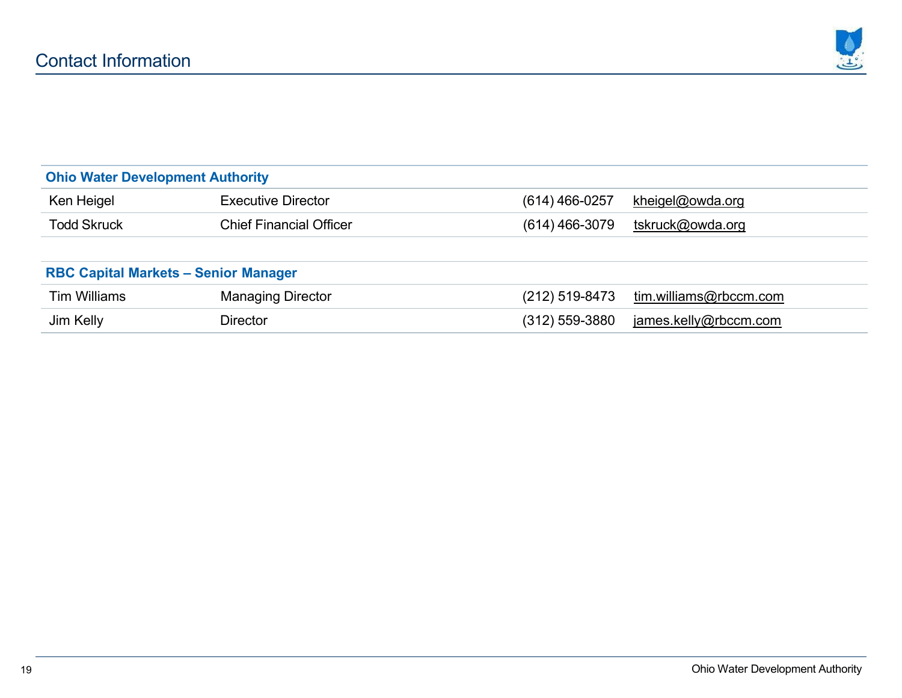# Contact Information

| | | | |
|---|---|---|---|
| **Ohio Water Development Authority** | | | |
| Ken Heigel | Executive Director | (614) 466-0257 | kheigel@owda.org |
| Todd Skruck | Chief Financial Officer | (614) 466-3079 | tskruck@owda.org |

| | | | |
|---|---|---|---|
| **RBC Capital Markets – Senior Manager** | | | |
| Tim Williams | Managing Director | (212) 519-8473 | tim.williams@rbccm.com |
| Jim Kelly | Director | (312) 559-3880 | james.kelly@rbccm.com |